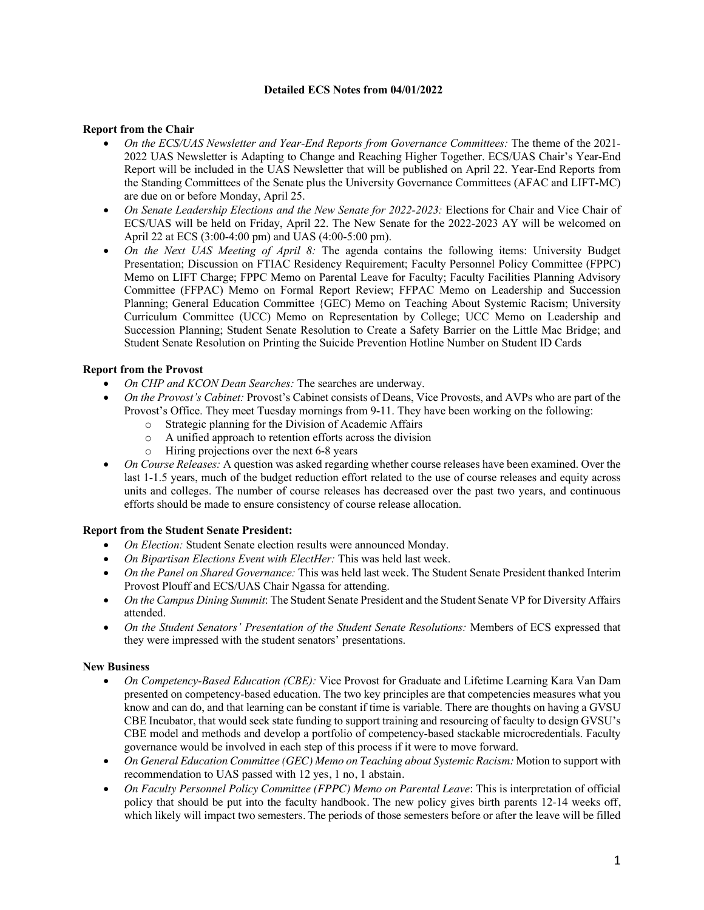**Detailed ECS Notes from 04/01/2022**

**Report from the Chair**

- *On the ECS/UAS Newsletter and Year-End Reports from Governance Committees:* The theme of the 2021-2022 UAS Newsletter is Adapting to Change and Reaching Higher Together. ECS/UAS Chair's Year-End Report will be included in the UAS Newsletter that will be published on April 22. Year-End Reports from the Standing Committees of the Senate plus the University Governance Committees (AFAC and LIFT-MC) are due on or before Monday, April 25.
- *On Senate Leadership Elections and the New Senate for 2022-2023:* Elections for Chair and Vice Chair of ECS/UAS will be held on Friday, April 22. The New Senate for the 2022-2023 AY will be welcomed on April 22 at ECS (3:00-4:00 pm) and UAS (4:00-5:00 pm).
- *On the Next UAS Meeting of April 8:* The agenda contains the following items: University Budget Presentation; Discussion on FTIAC Residency Requirement; Faculty Personnel Policy Committee (FPPC) Memo on LIFT Charge; FPPC Memo on Parental Leave for Faculty; Faculty Facilities Planning Advisory Committee (FFPAC) Memo on Formal Report Review; FFPAC Memo on Leadership and Succession Planning; General Education Committee {GEC) Memo on Teaching About Systemic Racism; University Curriculum Committee (UCC) Memo on Representation by College; UCC Memo on Leadership and Succession Planning; Student Senate Resolution to Create a Safety Barrier on the Little Mac Bridge; and Student Senate Resolution on Printing the Suicide Prevention Hotline Number on Student ID Cards

**Report from the Provost**

- *On CHP and KCON Dean Searches:* The searches are underway.
- *On the Provost's Cabinet:* Provost's Cabinet consists of Deans, Vice Provosts, and AVPs who are part of the Provost's Office. They meet Tuesday mornings from 9-11. They have been working on the following:
  - Strategic planning for the Division of Academic Affairs
  - A unified approach to retention efforts across the division
  - Hiring projections over the next 6-8 years
- *On Course Releases:* A question was asked regarding whether course releases have been examined. Over the last 1-1.5 years, much of the budget reduction effort related to the use of course releases and equity across units and colleges. The number of course releases has decreased over the past two years, and continuous efforts should be made to ensure consistency of course release allocation.

**Report from the Student Senate President:**

- *On Election:* Student Senate election results were announced Monday.
- *On Bipartisan Elections Event with ElectHer:* This was held last week.
- *On the Panel on Shared Governance:* This was held last week. The Student Senate President thanked Interim Provost Plouff and ECS/UAS Chair Ngassa for attending.
- *On the Campus Dining Summit*: The Student Senate President and the Student Senate VP for Diversity Affairs attended.
- *On the Student Senators' Presentation of the Student Senate Resolutions:* Members of ECS expressed that they were impressed with the student senators' presentations.

**New Business**

- *On Competency-Based Education (CBE):* Vice Provost for Graduate and Lifetime Learning Kara Van Dam presented on competency-based education. The two key principles are that competencies measures what you know and can do, and that learning can be constant if time is variable. There are thoughts on having a GVSU CBE Incubator, that would seek state funding to support training and resourcing of faculty to design GVSU's CBE model and methods and develop a portfolio of competency-based stackable microcredentials. Faculty governance would be involved in each step of this process if it were to move forward.
- *On General Education Committee (GEC) Memo on Teaching about Systemic Racism:* Motion to support with recommendation to UAS passed with 12 yes, 1 no, 1 abstain.
- *On Faculty Personnel Policy Committee (FPPC) Memo on Parental Leave*: This is interpretation of official policy that should be put into the faculty handbook. The new policy gives birth parents 12-14 weeks off, which likely will impact two semesters. The periods of those semesters before or after the leave will be filled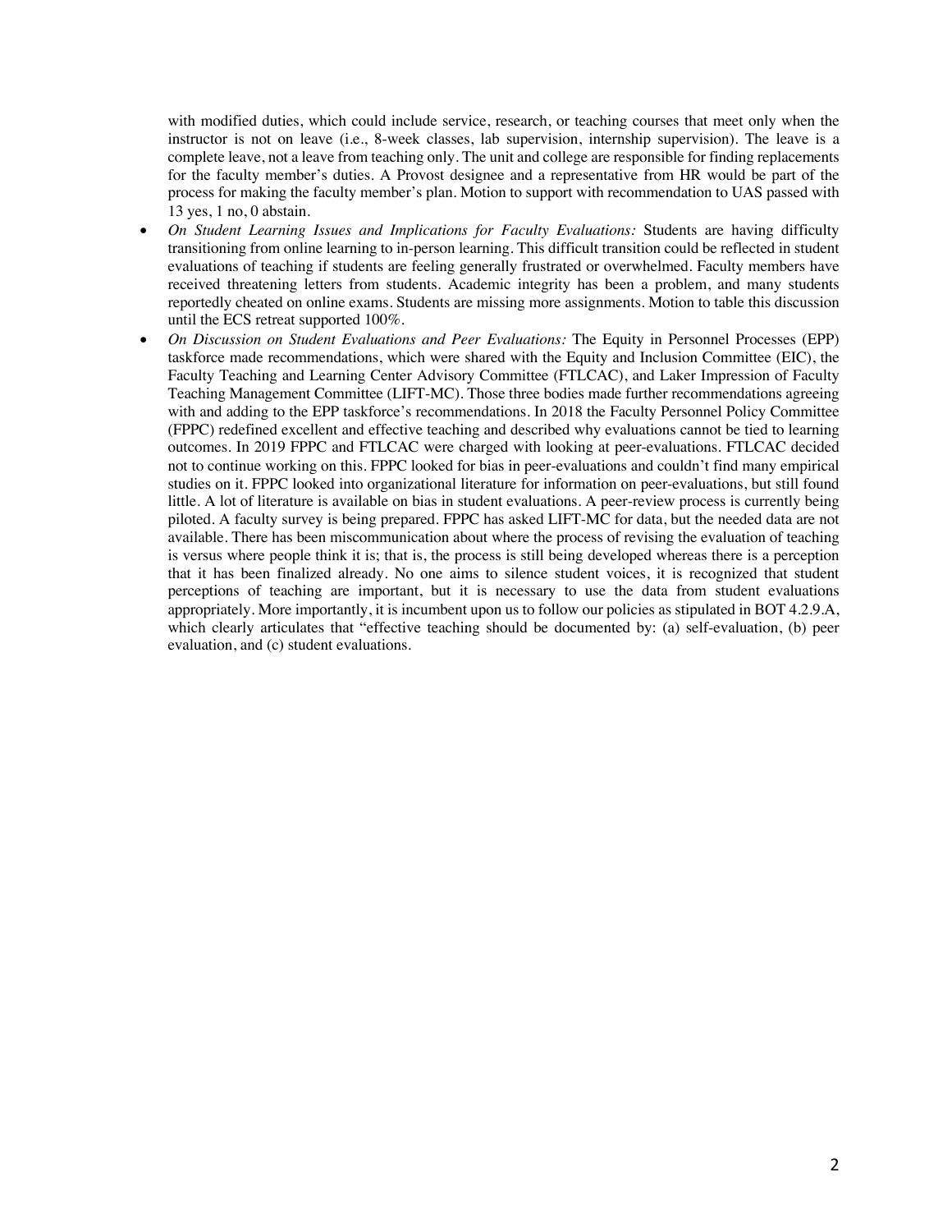with modified duties, which could include service, research, or teaching courses that meet only when the instructor is not on leave (i.e., 8-week classes, lab supervision, internship supervision). The leave is a complete leave, not a leave from teaching only. The unit and college are responsible for finding replacements for the faculty member's duties. A Provost designee and a representative from HR would be part of the process for making the faculty member's plan. Motion to support with recommendation to UAS passed with 13 yes, 1 no, 0 abstain.

- *On Student Learning Issues and Implications for Faculty Evaluations:* Students are having difficulty transitioning from online learning to in-person learning. This difficult transition could be reflected in student evaluations of teaching if students are feeling generally frustrated or overwhelmed. Faculty members have received threatening letters from students. Academic integrity has been a problem, and many students reportedly cheated on online exams. Students are missing more assignments. Motion to table this discussion until the ECS retreat supported 100%.
- *On Discussion on Student Evaluations and Peer Evaluations:* The Equity in Personnel Processes (EPP) taskforce made recommendations, which were shared with the Equity and Inclusion Committee (EIC), the Faculty Teaching and Learning Center Advisory Committee (FTLCAC), and Laker Impression of Faculty Teaching Management Committee (LIFT-MC). Those three bodies made further recommendations agreeing with and adding to the EPP taskforce's recommendations. In 2018 the Faculty Personnel Policy Committee (FPPC) redefined excellent and effective teaching and described why evaluations cannot be tied to learning outcomes. In 2019 FPPC and FTLCAC were charged with looking at peer-evaluations. FTLCAC decided not to continue working on this. FPPC looked for bias in peer-evaluations and couldn't find many empirical studies on it. FPPC looked into organizational literature for information on peer-evaluations, but still found little. A lot of literature is available on bias in student evaluations. A peer-review process is currently being piloted. A faculty survey is being prepared. FPPC has asked LIFT-MC for data, but the needed data are not available. There has been miscommunication about where the process of revising the evaluation of teaching is versus where people think it is; that is, the process is still being developed whereas there is a perception that it has been finalized already. No one aims to silence student voices, it is recognized that student perceptions of teaching are important, but it is necessary to use the data from student evaluations appropriately. More importantly, it is incumbent upon us to follow our policies as stipulated in BOT 4.2.9.A, which clearly articulates that "effective teaching should be documented by: (a) self-evaluation, (b) peer evaluation, and (c) student evaluations.